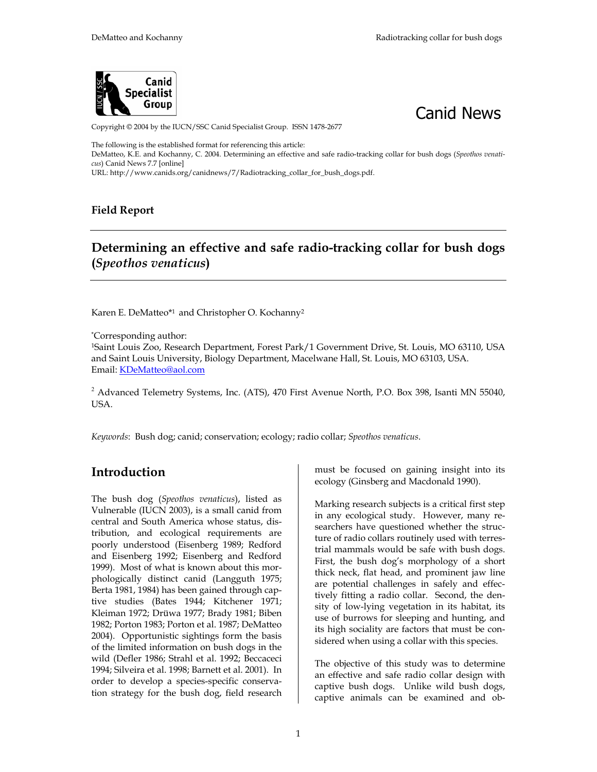Canid News

Copyright © 2004 by the IUCN/SSC Canid Specialist Group. ISSN 1478-2677

The following is the established format for referencing this article:
DeMatteo, K.E. and Kochanny, C. 2004. Determining an effective and safe radio-tracking collar for bush dogs (*Speothos venaticus*) Canid News 7.7 [online]
URL: http://www.canids.org/canidnews/7/Radiotracking_collar_for_bush_dogs.pdf.

**Field Report**

# Determining an effective and safe radio-tracking collar for bush dogs (*Speothos venaticus*)

Karen E. DeMatteo*[1] and Christopher O. Kochanny[2]

*Corresponding author:
[1]Saint Louis Zoo, Research Department, Forest Park/1 Government Drive, St. Louis, MO 63110, USA and Saint Louis University, Biology Department, Macelwane Hall, St. Louis, MO 63103, USA.
Email: KDeMatteo@aol.com

[2] Advanced Telemetry Systems, Inc. (ATS), 470 First Avenue North, P.O. Box 398, Isanti MN 55040, USA.

*Keywords*: Bush dog; canid; conservation; ecology; radio collar; *Speothos venaticus*.

## Introduction

The bush dog (*Speothos venaticus*), listed as Vulnerable (IUCN 2003), is a small canid from central and South America whose status, distribution, and ecological requirements are poorly understood (Eisenberg 1989; Redford and Eisenberg 1992; Eisenberg and Redford 1999). Most of what is known about this morphologically distinct canid (Langguth 1975; Berta 1981, 1984) has been gained through captive studies (Bates 1944; Kitchener 1971; Kleiman 1972; Drüwa 1977; Brady 1981; Biben 1982; Porton 1983; Porton et al. 1987; DeMatteo 2004). Opportunistic sightings form the basis of the limited information on bush dogs in the wild (Defler 1986; Strahl et al. 1992; Beccaceci 1994; Silveira et al. 1998; Barnett et al. 2001). In order to develop a species-specific conservation strategy for the bush dog, field research must be focused on gaining insight into its ecology (Ginsberg and Macdonald 1990).

Marking research subjects is a critical first step in any ecological study. However, many researchers have questioned whether the structure of radio collars routinely used with terrestrial mammals would be safe with bush dogs. First, the bush dog's morphology of a short thick neck, flat head, and prominent jaw line are potential challenges in safely and effectively fitting a radio collar. Second, the density of low-lying vegetation in its habitat, its use of burrows for sleeping and hunting, and its high sociality are factors that must be considered when using a collar with this species.

The objective of this study was to determine an effective and safe radio collar design with captive bush dogs. Unlike wild bush dogs, captive animals can be examined and ob-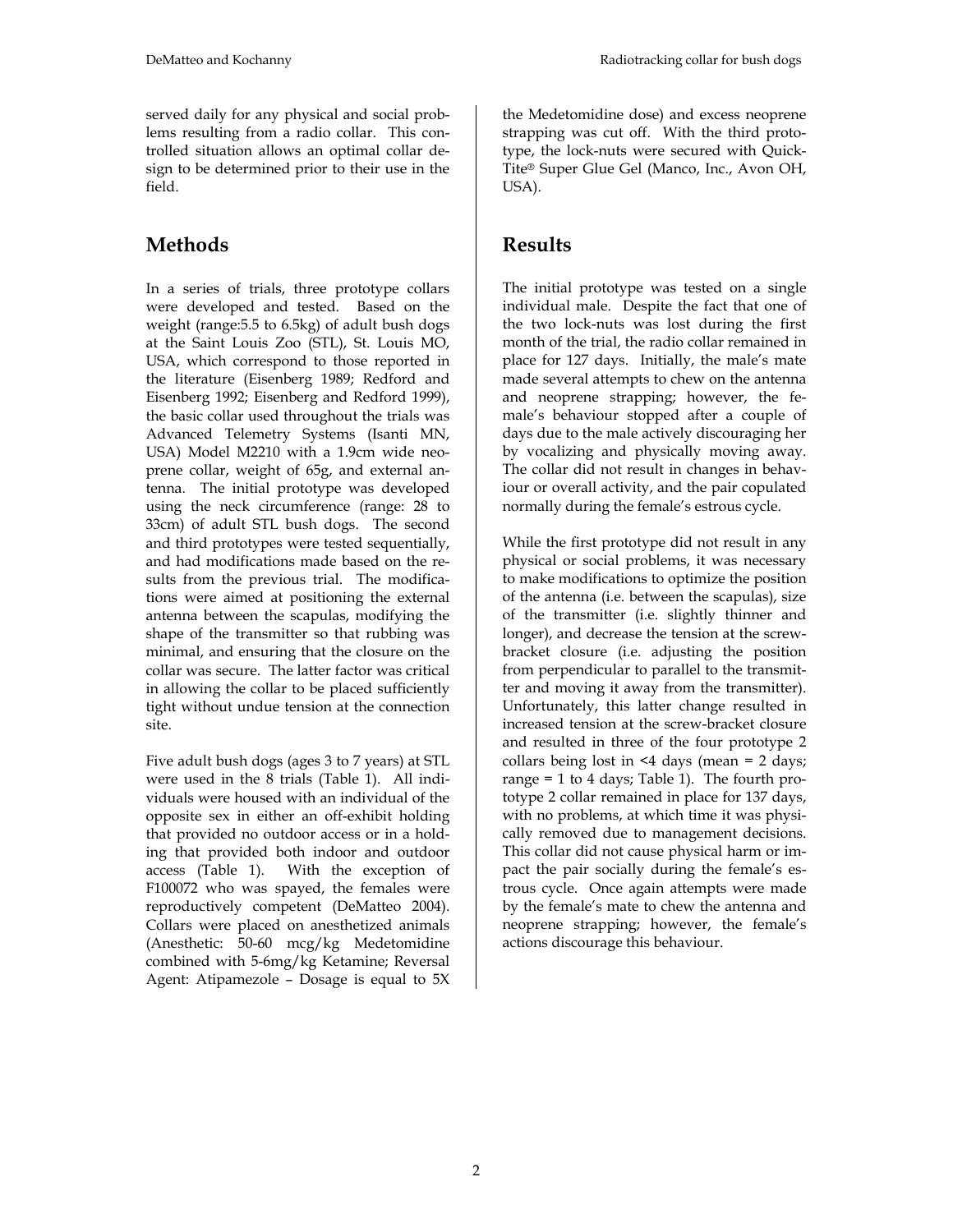served daily for any physical and social problems resulting from a radio collar. This controlled situation allows an optimal collar design to be determined prior to their use in the field.

## Methods

In a series of trials, three prototype collars were developed and tested. Based on the weight (range:5.5 to 6.5kg) of adult bush dogs at the Saint Louis Zoo (STL), St. Louis MO, USA, which correspond to those reported in the literature (Eisenberg 1989; Redford and Eisenberg 1992; Eisenberg and Redford 1999), the basic collar used throughout the trials was Advanced Telemetry Systems (Isanti MN, USA) Model M2210 with a 1.9cm wide neoprene collar, weight of 65g, and external antenna. The initial prototype was developed using the neck circumference (range: 28 to 33cm) of adult STL bush dogs. The second and third prototypes were tested sequentially, and had modifications made based on the results from the previous trial. The modifications were aimed at positioning the external antenna between the scapulas, modifying the shape of the transmitter so that rubbing was minimal, and ensuring that the closure on the collar was secure. The latter factor was critical in allowing the collar to be placed sufficiently tight without undue tension at the connection site.

Five adult bush dogs (ages 3 to 7 years) at STL were used in the 8 trials (Table 1). All individuals were housed with an individual of the opposite sex in either an off-exhibit holding that provided no outdoor access or in a holding that provided both indoor and outdoor access (Table 1). With the exception of F100072 who was spayed, the females were reproductively competent (DeMatteo 2004). Collars were placed on anesthetized animals (Anesthetic: 50-60 mcg/kg Medetomidine combined with 5-6mg/kg Ketamine; Reversal Agent: Atipamezole – Dosage is equal to 5X the Medetomidine dose) and excess neoprene strapping was cut off. With the third prototype, the lock-nuts were secured with Quick-Tite® Super Glue Gel (Manco, Inc., Avon OH, USA).

## Results

The initial prototype was tested on a single individual male. Despite the fact that one of the two lock-nuts was lost during the first month of the trial, the radio collar remained in place for 127 days. Initially, the male's mate made several attempts to chew on the antenna and neoprene strapping; however, the female's behaviour stopped after a couple of days due to the male actively discouraging her by vocalizing and physically moving away. The collar did not result in changes in behaviour or overall activity, and the pair copulated normally during the female's estrous cycle.

While the first prototype did not result in any physical or social problems, it was necessary to make modifications to optimize the position of the antenna (i.e. between the scapulas), size of the transmitter (i.e. slightly thinner and longer), and decrease the tension at the screw-bracket closure (i.e. adjusting the position from perpendicular to parallel to the transmitter and moving it away from the transmitter). Unfortunately, this latter change resulted in increased tension at the screw-bracket closure and resulted in three of the four prototype 2 collars being lost in <4 days (mean = 2 days; range = 1 to 4 days; Table 1). The fourth prototype 2 collar remained in place for 137 days, with no problems, at which time it was physically removed due to management decisions. This collar did not cause physical harm or impact the pair socially during the female's estrous cycle. Once again attempts were made by the female's mate to chew the antenna and neoprene strapping; however, the female's actions discourage this behaviour.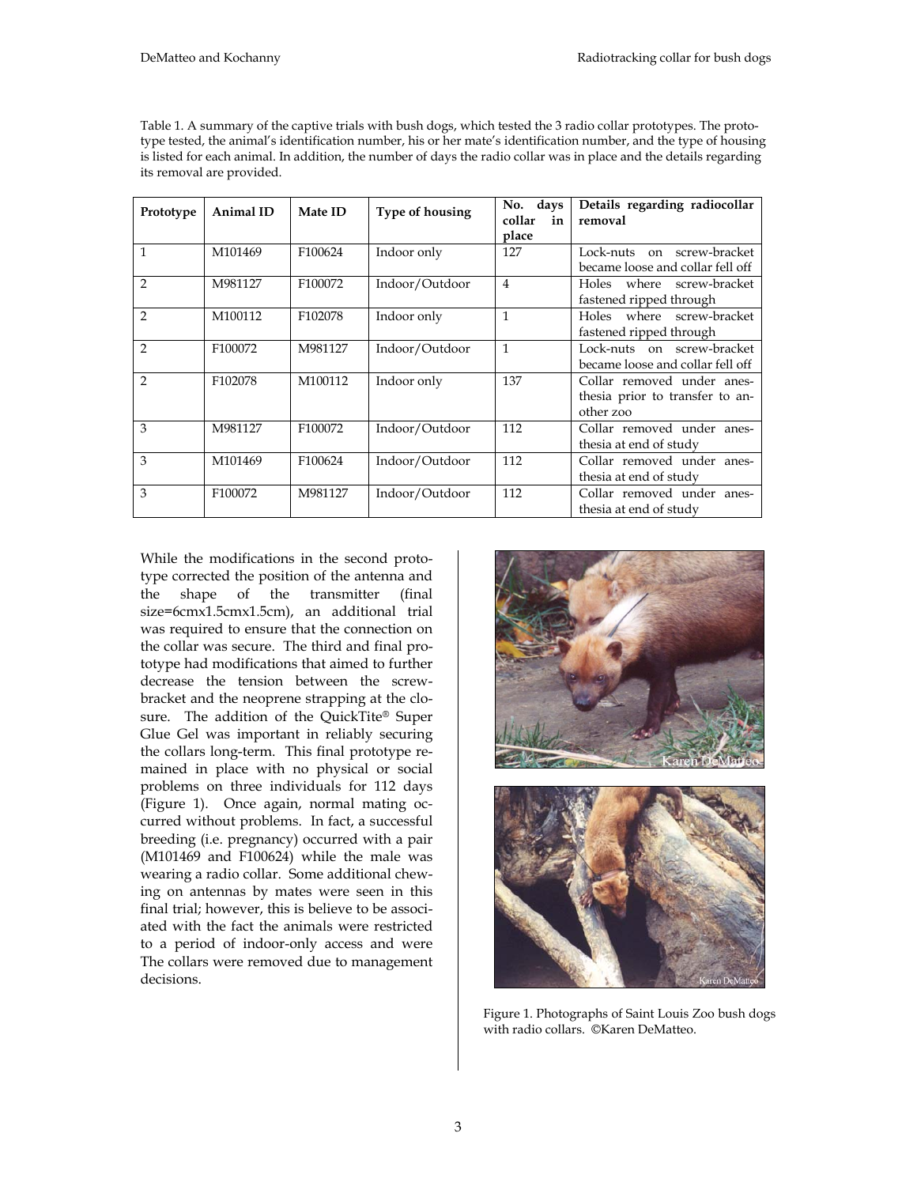Table 1. A summary of the captive trials with bush dogs, which tested the 3 radio collar prototypes. The prototype tested, the animal's identification number, his or her mate's identification number, and the type of housing is listed for each animal. In addition, the number of days the radio collar was in place and the details regarding its removal are provided.

| Prototype | Animal ID | Mate ID | Type of housing | No. days collar in place | Details regarding radiocollar removal |
|---|---|---|---|---|---|
| 1 | M101469 | F100624 | Indoor only | 127 | Lock-nuts on screw-bracket became loose and collar fell off |
| 2 | M981127 | F100072 | Indoor/Outdoor | 4 | Holes where screw-bracket fastened ripped through |
| 2 | M100112 | F102078 | Indoor only | 1 | Holes where screw-bracket fastened ripped through |
| 2 | F100072 | M981127 | Indoor/Outdoor | 1 | Lock-nuts on screw-bracket became loose and collar fell off |
| 2 | F102078 | M100112 | Indoor only | 137 | Collar removed under anesthesia prior to transfer to another zoo |
| 3 | M981127 | F100072 | Indoor/Outdoor | 112 | Collar removed under anesthesia at end of study |
| 3 | M101469 | F100624 | Indoor/Outdoor | 112 | Collar removed under anesthesia at end of study |
| 3 | F100072 | M981127 | Indoor/Outdoor | 112 | Collar removed under anesthesia at end of study |

While the modifications in the second prototype corrected the position of the antenna and the shape of the transmitter (final size=6cmx1.5cmx1.5cm), an additional trial was required to ensure that the connection on the collar was secure. The third and final prototype had modifications that aimed to further decrease the tension between the screw-bracket and the neoprene strapping at the closure. The addition of the QuickTite® Super Glue Gel was important in reliably securing the collars long-term. This final prototype remained in place with no physical or social problems on three individuals for 112 days (Figure 1). Once again, normal mating occurred without problems. In fact, a successful breeding (i.e. pregnancy) occurred with a pair (M101469 and F100624) while the male was wearing a radio collar. Some additional chewing on antennas by mates were seen in this final trial; however, this is believe to be associated with the fact the animals were restricted to a period of indoor-only access and were The collars were removed due to management decisions.

Figure 1. Photographs of Saint Louis Zoo bush dogs with radio collars. ©Karen DeMatteo.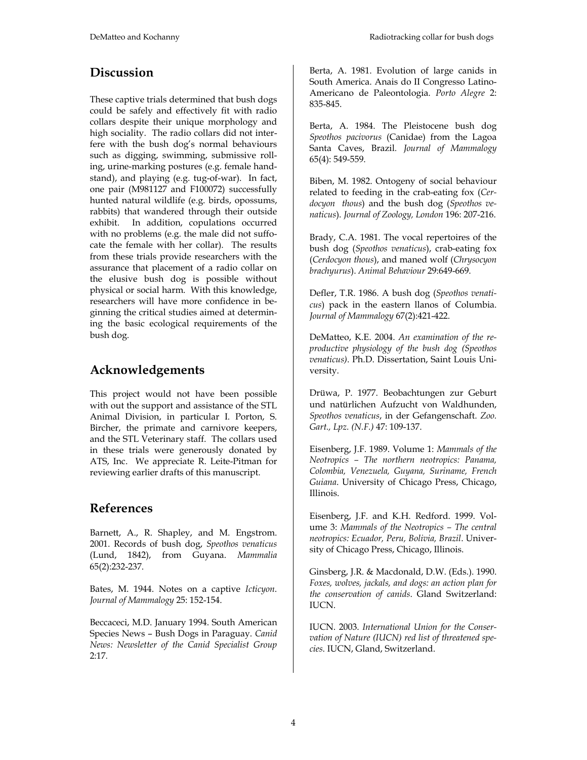## Discussion

These captive trials determined that bush dogs could be safely and effectively fit with radio collars despite their unique morphology and high sociality. The radio collars did not interfere with the bush dog's normal behaviours such as digging, swimming, submissive rolling, urine-marking postures (e.g. female handstand), and playing (e.g. tug-of-war). In fact, one pair (M981127 and F100072) successfully hunted natural wildlife (e.g. birds, opossums, rabbits) that wandered through their outside exhibit. In addition, copulations occurred with no problems (e.g. the male did not suffocate the female with her collar). The results from these trials provide researchers with the assurance that placement of a radio collar on the elusive bush dog is possible without physical or social harm. With this knowledge, researchers will have more confidence in beginning the critical studies aimed at determining the basic ecological requirements of the bush dog.

## Acknowledgements

This project would not have been possible with out the support and assistance of the STL Animal Division, in particular I. Porton, S. Bircher, the primate and carnivore keepers, and the STL Veterinary staff. The collars used in these trials were generously donated by ATS, Inc. We appreciate R. Leite-Pitman for reviewing earlier drafts of this manuscript.

## References

Barnett, A., R. Shapley, and M. Engstrom. 2001. Records of bush dog, *Speothos venaticus* (Lund, 1842), from Guyana. *Mammalia* 65(2):232-237.

Bates, M. 1944. Notes on a captive *Icticyon*. *Journal of Mammalogy* 25: 152-154.

Beccaceci, M.D. January 1994. South American Species News – Bush Dogs in Paraguay. *Canid News: Newsletter of the Canid Specialist Group* 2:17.

Berta, A. 1981. Evolution of large canids in South America. Anais do II Congresso Latino-Americano de Paleontologia. *Porto Alegre* 2: 835-845.

Berta, A. 1984. The Pleistocene bush dog *Speothos pacivorus* (Canidae) from the Lagoa Santa Caves, Brazil. *Journal of Mammalogy* 65(4): 549-559.

Biben, M. 1982. Ontogeny of social behaviour related to feeding in the crab-eating fox (*Cerdocyon thous*) and the bush dog (*Speothos venaticus*). *Journal of Zoology, London* 196: 207-216.

Brady, C.A. 1981. The vocal repertoires of the bush dog (*Speothos venaticus*), crab-eating fox (*Cerdocyon thous*), and maned wolf (*Chrysocyon brachyurus*). *Animal Behaviour* 29:649-669.

Defler, T.R. 1986. A bush dog (*Speothos venaticus*) pack in the eastern llanos of Columbia. *Journal of Mammalogy* 67(2):421-422.

DeMatteo, K.E. 2004. *An examination of the reproductive physiology of the bush dog (Speothos venaticus)*. Ph.D. Dissertation, Saint Louis University.

Drüwa, P. 1977. Beobachtungen zur Geburt und natürlichen Aufzucht von Waldhunden, *Speothos venaticus*, in der Gefangenschaft. *Zoo. Gart., Lpz. (N.F.)* 47: 109-137.

Eisenberg, J.F. 1989. Volume 1: *Mammals of the Neotropics – The northern neotropics: Panama, Colombia, Venezuela, Guyana, Suriname, French Guiana*. University of Chicago Press, Chicago, Illinois.

Eisenberg, J.F. and K.H. Redford. 1999. Volume 3: *Mammals of the Neotropics – The central neotropics: Ecuador, Peru, Bolivia, Brazil*. University of Chicago Press, Chicago, Illinois.

Ginsberg, J.R. & Macdonald, D.W. (Eds.). 1990. *Foxes, wolves, jackals, and dogs: an action plan for the conservation of canids*. Gland Switzerland: IUCN.

IUCN. 2003. *International Union for the Conservation of Nature (IUCN) red list of threatened species*. IUCN, Gland, Switzerland.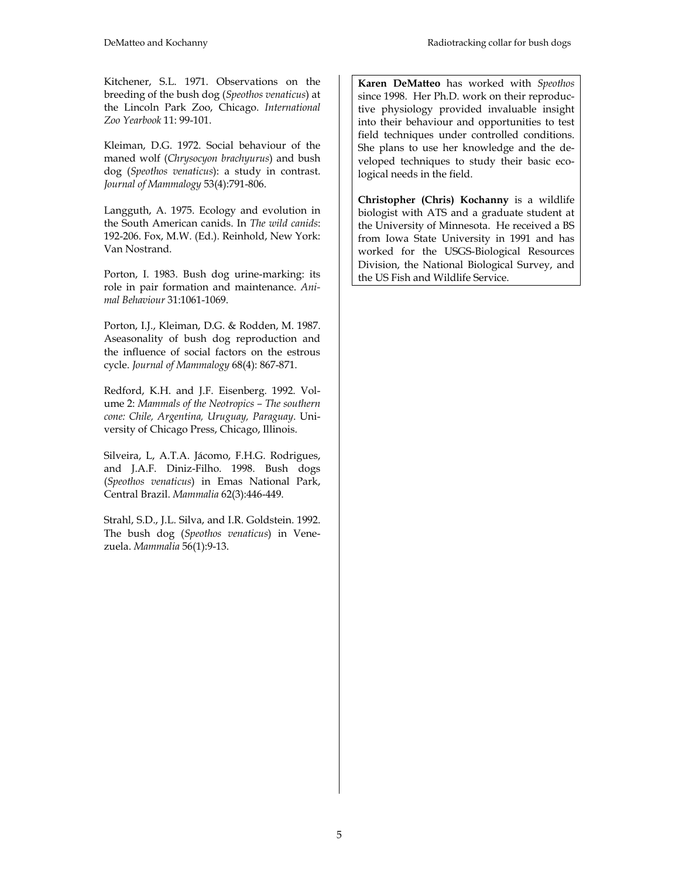Kitchener, S.L. 1971. Observations on the breeding of the bush dog (*Speothos venaticus*) at the Lincoln Park Zoo, Chicago. *International Zoo Yearbook* 11: 99-101.

Kleiman, D.G. 1972. Social behaviour of the maned wolf (*Chrysocyon brachyurus*) and bush dog (*Speothos venaticus*): a study in contrast. *Journal of Mammalogy* 53(4):791-806.

Langguth, A. 1975. Ecology and evolution in the South American canids. In *The wild canids*: 192-206. Fox, M.W. (Ed.). Reinhold, New York: Van Nostrand.

Porton, I. 1983. Bush dog urine-marking: its role in pair formation and maintenance. *Animal Behaviour* 31:1061-1069.

Porton, I.J., Kleiman, D.G. & Rodden, M. 1987. Aseasonality of bush dog reproduction and the influence of social factors on the estrous cycle. *Journal of Mammalogy* 68(4): 867-871.

Redford, K.H. and J.F. Eisenberg. 1992. Volume 2: *Mammals of the Neotropics – The southern cone: Chile, Argentina, Uruguay, Paraguay*. University of Chicago Press, Chicago, Illinois.

Silveira, L, A.T.A. Jácomo, F.H.G. Rodrigues, and J.A.F. Diniz-Filho. 1998. Bush dogs (*Speothos venaticus*) in Emas National Park, Central Brazil. *Mammalia* 62(3):446-449.

Strahl, S.D., J.L. Silva, and I.R. Goldstein. 1992. The bush dog (*Speothos venaticus*) in Venezuela. *Mammalia* 56(1):9-13.

**Karen DeMatteo** has worked with *Speothos* since 1998. Her Ph.D. work on their reproductive physiology provided invaluable insight into their behaviour and opportunities to test field techniques under controlled conditions. She plans to use her knowledge and the developed techniques to study their basic ecological needs in the field.

**Christopher (Chris) Kochanny** is a wildlife biologist with ATS and a graduate student at the University of Minnesota. He received a BS from Iowa State University in 1991 and has worked for the USGS-Biological Resources Division, the National Biological Survey, and the US Fish and Wildlife Service.